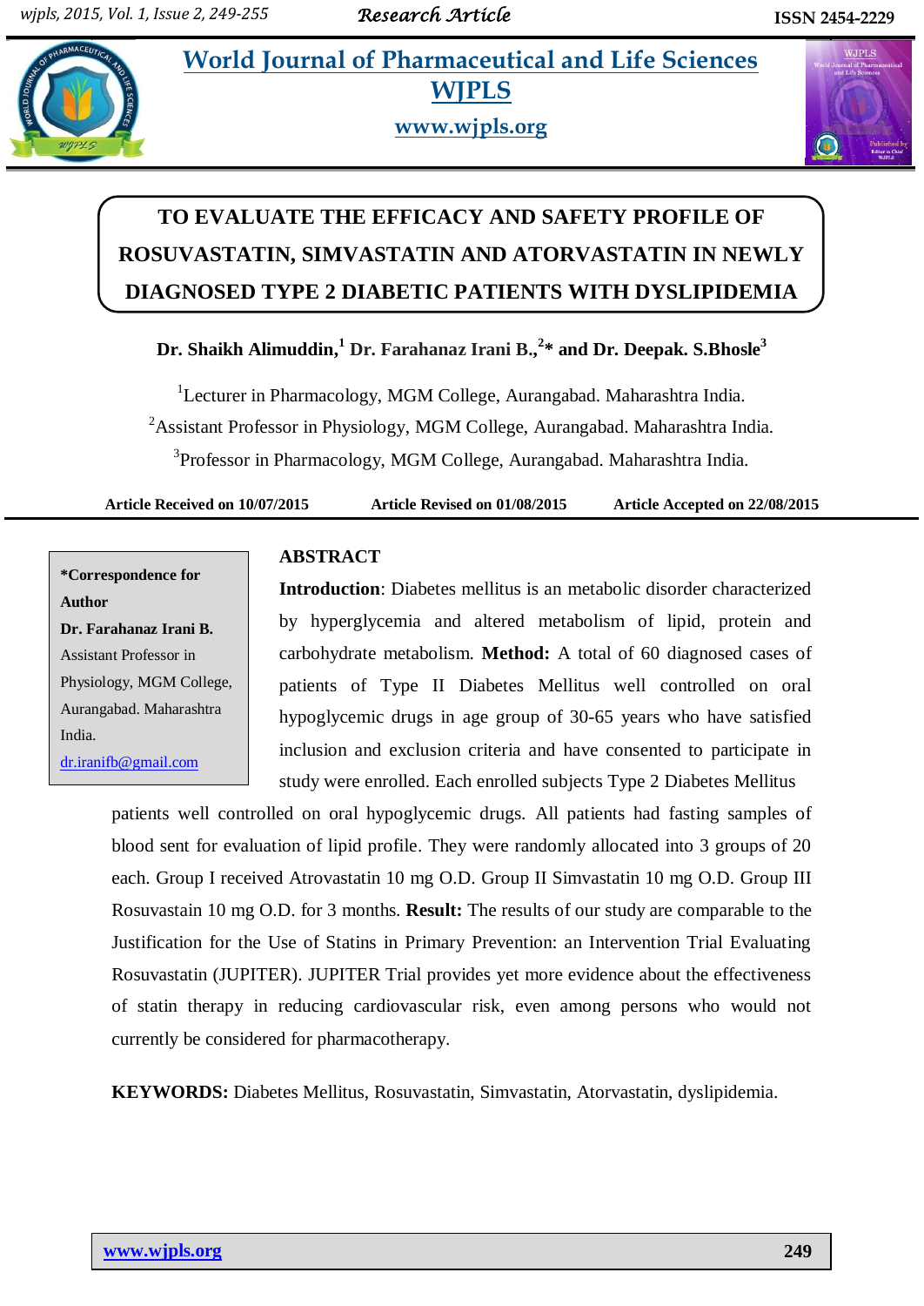# World Journal of Pharmaceutical and Life Sciences
## WJPLS
www.wjpls.org

Research Article — ISSN 2454-2229

# TO EVALUATE THE EFFICACY AND SAFETY PROFILE OF ROSUVASTATIN, SIMVASTATIN AND ATORVASTATIN IN NEWLY DIAGNOSED TYPE 2 DIABETIC PATIENTS WITH DYSLIPIDEMIA

**Dr. Shaikh Alimuddin,[1] Dr. Farahanaz Irani B.,[2]* and Dr. Deepak. S.Bhosle[3]**

[1]Lecturer in Pharmacology, MGM College, Aurangabad. Maharashtra India.

[2]Assistant Professor in Physiology, MGM College, Aurangabad. Maharashtra India.

[3]Professor in Pharmacology, MGM College, Aurangabad. Maharashtra India.

**Article Received on 10/07/2015 Article Revised on 01/08/2015 Article Accepted on 22/08/2015**

**\*Correspondence for Author**
**Dr. Farahanaz Irani B.**
Assistant Professor in Physiology, MGM College, Aurangabad. Maharashtra India.
dr.iranifb@gmail.com

## ABSTRACT

**Introduction**: Diabetes mellitus is an metabolic disorder characterized by hyperglycemia and altered metabolism of lipid, protein and carbohydrate metabolism. **Method:** A total of 60 diagnosed cases of patients of Type II Diabetes Mellitus well controlled on oral hypoglycemic drugs in age group of 30-65 years who have satisfied inclusion and exclusion criteria and have consented to participate in study were enrolled. Each enrolled subjects Type 2 Diabetes Mellitus patients well controlled on oral hypoglycemic drugs. All patients had fasting samples of blood sent for evaluation of lipid profile. They were randomly allocated into 3 groups of 20 each. Group I received Atrovastatin 10 mg O.D. Group II Simvastatin 10 mg O.D. Group III Rosuvastain 10 mg O.D. for 3 months. **Result:** The results of our study are comparable to the Justification for the Use of Statins in Primary Prevention: an Intervention Trial Evaluating Rosuvastatin (JUPITER). JUPITER Trial provides yet more evidence about the effectiveness of statin therapy in reducing cardiovascular risk, even among persons who would not currently be considered for pharmacotherapy.

**KEYWORDS:** Diabetes Mellitus, Rosuvastatin, Simvastatin, Atorvastatin, dyslipidemia.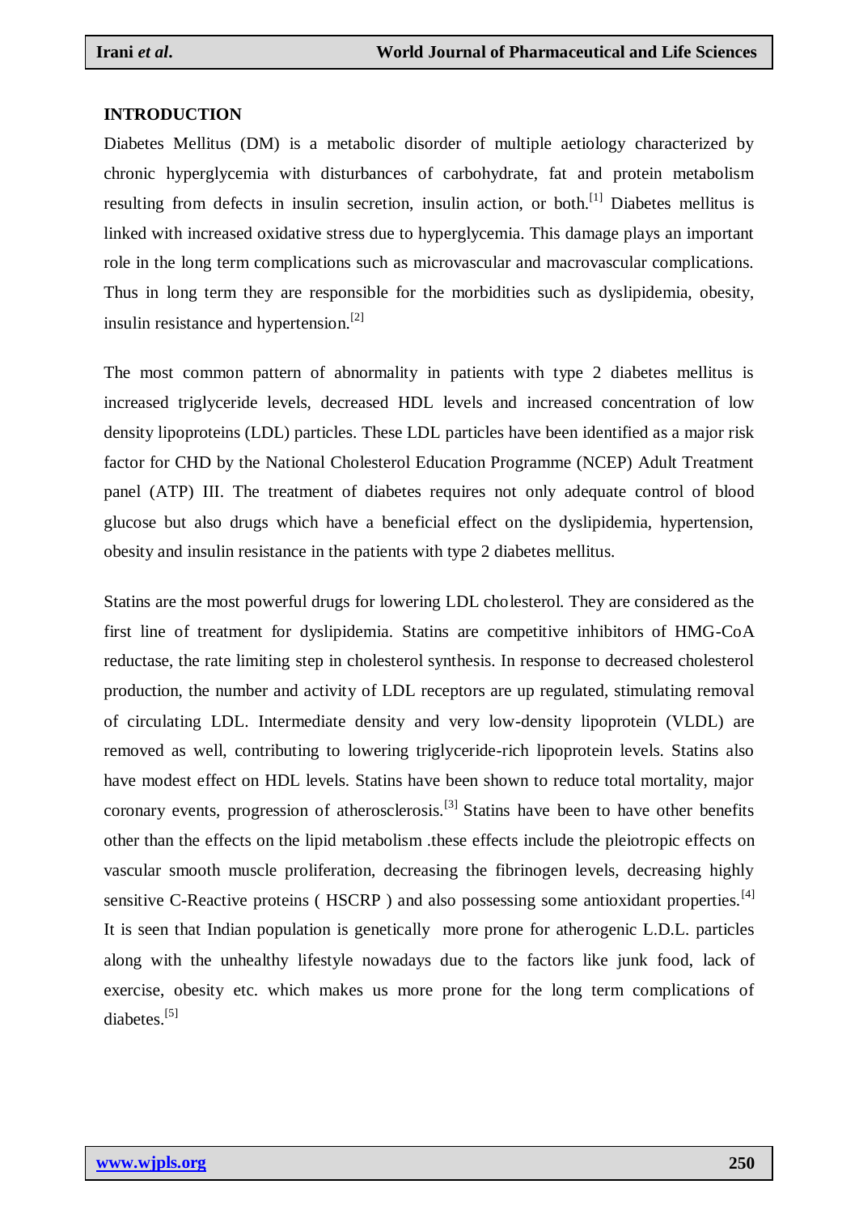## INTRODUCTION

Diabetes Mellitus (DM) is a metabolic disorder of multiple aetiology characterized by chronic hyperglycemia with disturbances of carbohydrate, fat and protein metabolism resulting from defects in insulin secretion, insulin action, or both.[1] Diabetes mellitus is linked with increased oxidative stress due to hyperglycemia. This damage plays an important role in the long term complications such as microvascular and macrovascular complications. Thus in long term they are responsible for the morbidities such as dyslipidemia, obesity, insulin resistance and hypertension.[2]

The most common pattern of abnormality in patients with type 2 diabetes mellitus is increased triglyceride levels, decreased HDL levels and increased concentration of low density lipoproteins (LDL) particles. These LDL particles have been identified as a major risk factor for CHD by the National Cholesterol Education Programme (NCEP) Adult Treatment panel (ATP) III. The treatment of diabetes requires not only adequate control of blood glucose but also drugs which have a beneficial effect on the dyslipidemia, hypertension, obesity and insulin resistance in the patients with type 2 diabetes mellitus.

Statins are the most powerful drugs for lowering LDL cholesterol. They are considered as the first line of treatment for dyslipidemia. Statins are competitive inhibitors of HMG-CoA reductase, the rate limiting step in cholesterol synthesis. In response to decreased cholesterol production, the number and activity of LDL receptors are up regulated, stimulating removal of circulating LDL. Intermediate density and very low-density lipoprotein (VLDL) are removed as well, contributing to lowering triglyceride-rich lipoprotein levels. Statins also have modest effect on HDL levels. Statins have been shown to reduce total mortality, major coronary events, progression of atherosclerosis.[3] Statins have been to have other benefits other than the effects on the lipid metabolism .these effects include the pleiotropic effects on vascular smooth muscle proliferation, decreasing the fibrinogen levels, decreasing highly sensitive C-Reactive proteins ( HSCRP ) and also possessing some antioxidant properties.[4] It is seen that Indian population is genetically more prone for atherogenic L.D.L. particles along with the unhealthy lifestyle nowadays due to the factors like junk food, lack of exercise, obesity etc. which makes us more prone for the long term complications of diabetes.[5]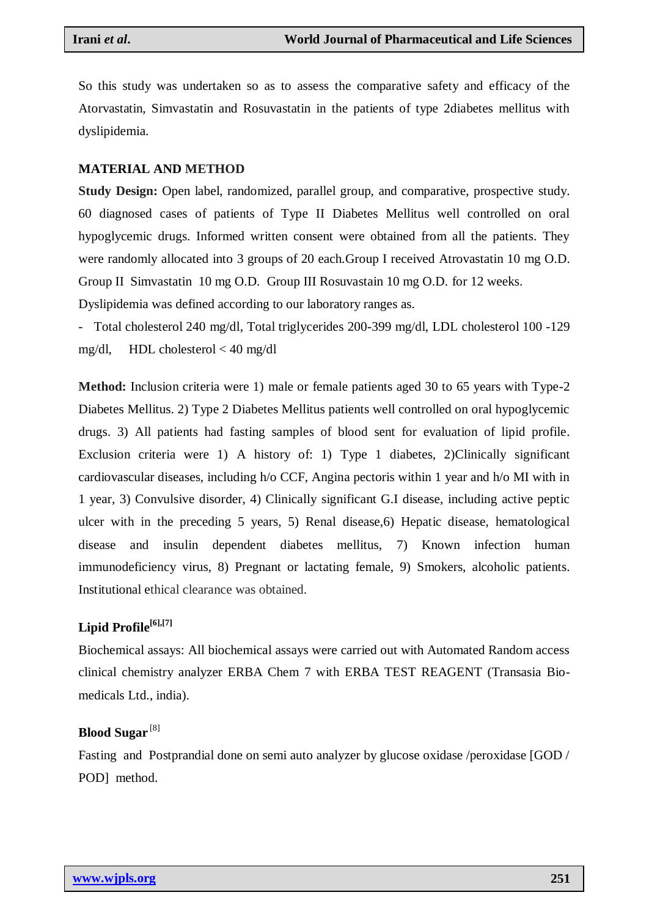So this study was undertaken so as to assess the comparative safety and efficacy of the Atorvastatin, Simvastatin and Rosuvastatin in the patients of type 2diabetes mellitus with dyslipidemia.

## MATERIAL AND METHOD

**Study Design:** Open label, randomized, parallel group, and comparative, prospective study. 60 diagnosed cases of patients of Type II Diabetes Mellitus well controlled on oral hypoglycemic drugs. Informed written consent were obtained from all the patients. They were randomly allocated into 3 groups of 20 each.Group I received Atrovastatin 10 mg O.D. Group II Simvastatin 10 mg O.D. Group III Rosuvastain 10 mg O.D. for 12 weeks.

Dyslipidemia was defined according to our laboratory ranges as.

- Total cholesterol 240 mg/dl, Total triglycerides 200-399 mg/dl, LDL cholesterol 100 -129 mg/dl, HDL cholesterol < 40 mg/dl

**Method:** Inclusion criteria were 1) male or female patients aged 30 to 65 years with Type-2 Diabetes Mellitus. 2) Type 2 Diabetes Mellitus patients well controlled on oral hypoglycemic drugs. 3) All patients had fasting samples of blood sent for evaluation of lipid profile. Exclusion criteria were 1) A history of: 1) Type 1 diabetes, 2)Clinically significant cardiovascular diseases, including h/o CCF, Angina pectoris within 1 year and h/o MI with in 1 year, 3) Convulsive disorder, 4) Clinically significant G.I disease, including active peptic ulcer with in the preceding 5 years, 5) Renal disease,6) Hepatic disease, hematological disease and insulin dependent diabetes mellitus, 7) Known infection human immunodeficiency virus, 8) Pregnant or lactating female, 9) Smokers, alcoholic patients. Institutional ethical clearance was obtained.

### Lipid Profile[6],[7]

Biochemical assays: All biochemical assays were carried out with Automated Random access clinical chemistry analyzer ERBA Chem 7 with ERBA TEST REAGENT (Transasia Bio-medicals Ltd., india).

### Blood Sugar[8]

Fasting and Postprandial done on semi auto analyzer by glucose oxidase /peroxidase [GOD / POD] method.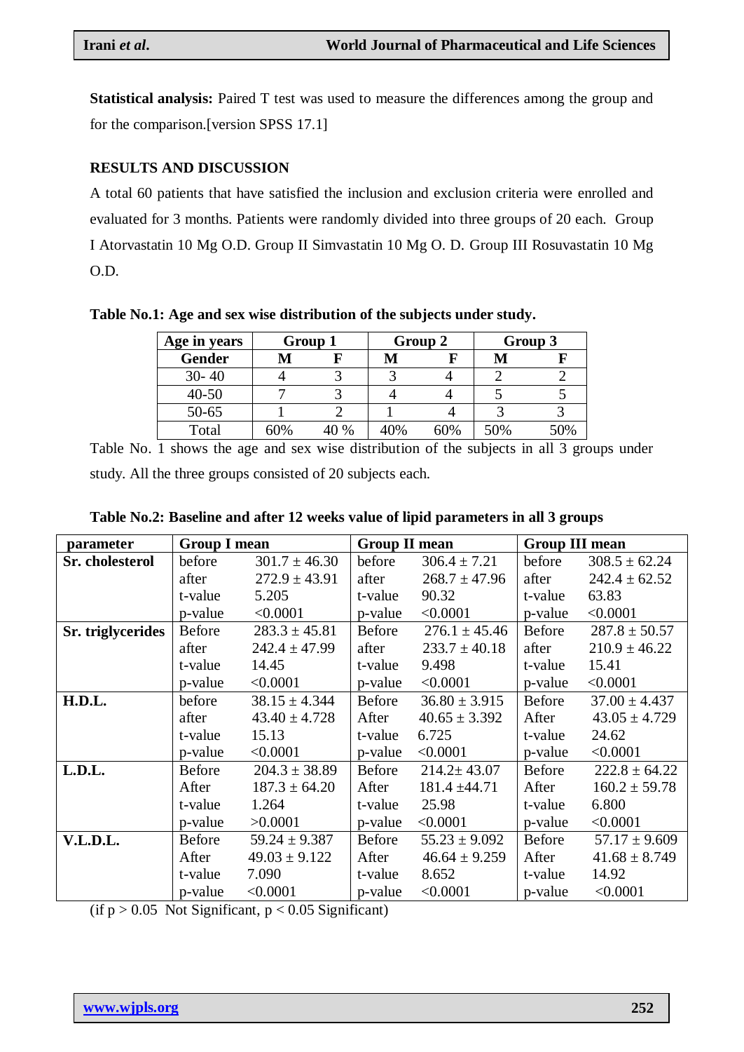**Statistical analysis:** Paired T test was used to measure the differences among the group and for the comparison.[version SPSS 17.1]

## RESULTS AND DISCUSSION

A total 60 patients that have satisfied the inclusion and exclusion criteria were enrolled and evaluated for 3 months. Patients were randomly divided into three groups of 20 each. Group I Atorvastatin 10 Mg O.D. Group II Simvastatin 10 Mg O. D. Group III Rosuvastatin 10 Mg O.D.

**Table No.1: Age and sex wise distribution of the subjects under study.**

| Age in years | Group 1 | | Group 2 | | Group 3 | |
|---|---|---|---|---|---|---|
| **Gender** | **M** | **F** | **M** | **F** | **M** | **F** |
| 30- 40 | 4 | 3 | 3 | 4 | 2 | 2 |
| 40-50 | 7 | 3 | 4 | 4 | 5 | 5 |
| 50-65 | 1 | 2 | 1 | 4 | 3 | 3 |
| Total | 60% | 40 % | 40% | 60% | 50% | 50% |

Table No. 1 shows the age and sex wise distribution of the subjects in all 3 groups under study. All the three groups consisted of 20 subjects each.

**Table No.2: Baseline and after 12 weeks value of lipid parameters in all 3 groups**

| parameter | Group I mean | | Group II mean | | Group III mean | |
|---|---|---|---|---|---|---|
| **Sr. cholesterol** | before | 301.7 ± 46.30 | before | 306.4 ± 7.21 | before | 308.5 ± 62.24 |
| | after | 272.9 ± 43.91 | after | 268.7 ± 47.96 | after | 242.4 ± 62.52 |
| | t-value | 5.205 | t-value | 90.32 | t-value | 63.83 |
| | p-value | <0.0001 | p-value | <0.0001 | p-value | <0.0001 |
| **Sr. triglycerides** | Before | 283.3 ± 45.81 | Before | 276.1 ± 45.46 | Before | 287.8 ± 50.57 |
| | after | 242.4 ± 47.99 | after | 233.7 ± 40.18 | after | 210.9 ± 46.22 |
| | t-value | 14.45 | t-value | 9.498 | t-value | 15.41 |
| | p-value | <0.0001 | p-value | <0.0001 | p-value | <0.0001 |
| **H.D.L.** | before | 38.15 ± 4.344 | Before | 36.80 ± 3.915 | Before | 37.00 ± 4.437 |
| | after | 43.40 ± 4.728 | After | 40.65 ± 3.392 | After | 43.05 ± 4.729 |
| | t-value | 15.13 | t-value | 6.725 | t-value | 24.62 |
| | p-value | <0.0001 | p-value | <0.0001 | p-value | <0.0001 |
| **L.D.L.** | Before | 204.3 ± 38.89 | Before | 214.2± 43.07 | Before | 222.8 ± 64.22 |
| | After | 187.3 ± 64.20 | After | 181.4 ±44.71 | After | 160.2 ± 59.78 |
| | t-value | 1.264 | t-value | 25.98 | t-value | 6.800 |
| | p-value | >0.0001 | p-value | <0.0001 | p-value | <0.0001 |
| **V.L.D.L.** | Before | 59.24 ± 9.387 | Before | 55.23 ± 9.092 | Before | 57.17 ± 9.609 |
| | After | 49.03 ± 9.122 | After | 46.64 ± 9.259 | After | 41.68 ± 8.749 |
| | t-value | 7.090 | t-value | 8.652 | t-value | 14.92 |
| | p-value | <0.0001 | p-value | <0.0001 | p-value | <0.0001 |

(if $p > 0.05$ Not Significant, $p < 0.05$ Significant)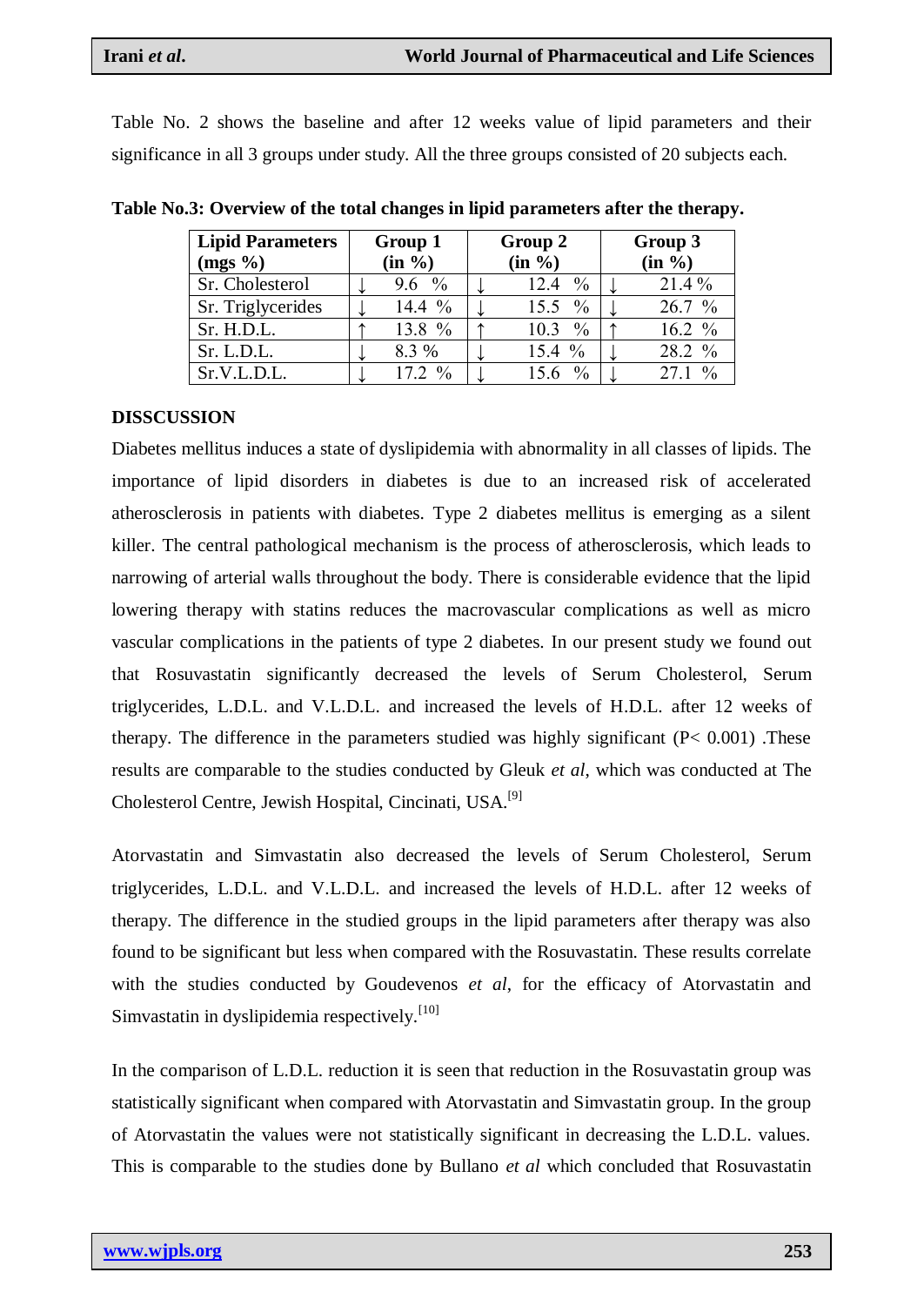Table No. 2 shows the baseline and after 12 weeks value of lipid parameters and their significance in all 3 groups under study. All the three groups consisted of 20 subjects each.

**Table No.3: Overview of the total changes in lipid parameters after the therapy.**

| Lipid Parameters (mgs %) | Group 1 (in %) | Group 2 (in %) | Group 3 (in %) |
|---|---|---|---|
| Sr. Cholesterol | ↓ 9.6 % | ↓ 12.4 % | ↓ 21.4 % |
| Sr. Triglycerides | ↓ 14.4 % | ↓ 15.5 % | ↓ 26.7 % |
| Sr. H.D.L. | ↑ 13.8 % | ↑ 10.3 % | ↑ 16.2 % |
| Sr. L.D.L. | ↓ 8.3 % | ↓ 15.4 % | ↓ 28.2 % |
| Sr.V.L.D.L. | ↓ 17.2 % | ↓ 15.6 % | ↓ 27.1 % |

## DISSCUSSION

Diabetes mellitus induces a state of dyslipidemia with abnormality in all classes of lipids. The importance of lipid disorders in diabetes is due to an increased risk of accelerated atherosclerosis in patients with diabetes. Type 2 diabetes mellitus is emerging as a silent killer. The central pathological mechanism is the process of atherosclerosis, which leads to narrowing of arterial walls throughout the body. There is considerable evidence that the lipid lowering therapy with statins reduces the macrovascular complications as well as micro vascular complications in the patients of type 2 diabetes. In our present study we found out that Rosuvastatin significantly decreased the levels of Serum Cholesterol, Serum triglycerides, L.D.L. and V.L.D.L. and increased the levels of H.D.L. after 12 weeks of therapy. The difference in the parameters studied was highly significant ($P< 0.001$) .These results are comparable to the studies conducted by Gleuk *et al*, which was conducted at The Cholesterol Centre, Jewish Hospital, Cincinati, USA.[9]

Atorvastatin and Simvastatin also decreased the levels of Serum Cholesterol, Serum triglycerides, L.D.L. and V.L.D.L. and increased the levels of H.D.L. after 12 weeks of therapy. The difference in the studied groups in the lipid parameters after therapy was also found to be significant but less when compared with the Rosuvastatin. These results correlate with the studies conducted by Goudevenos *et al*, for the efficacy of Atorvastatin and Simvastatin in dyslipidemia respectively.[10]

In the comparison of L.D.L. reduction it is seen that reduction in the Rosuvastatin group was statistically significant when compared with Atorvastatin and Simvastatin group. In the group of Atorvastatin the values were not statistically significant in decreasing the L.D.L. values. This is comparable to the studies done by Bullano *et al* which concluded that Rosuvastatin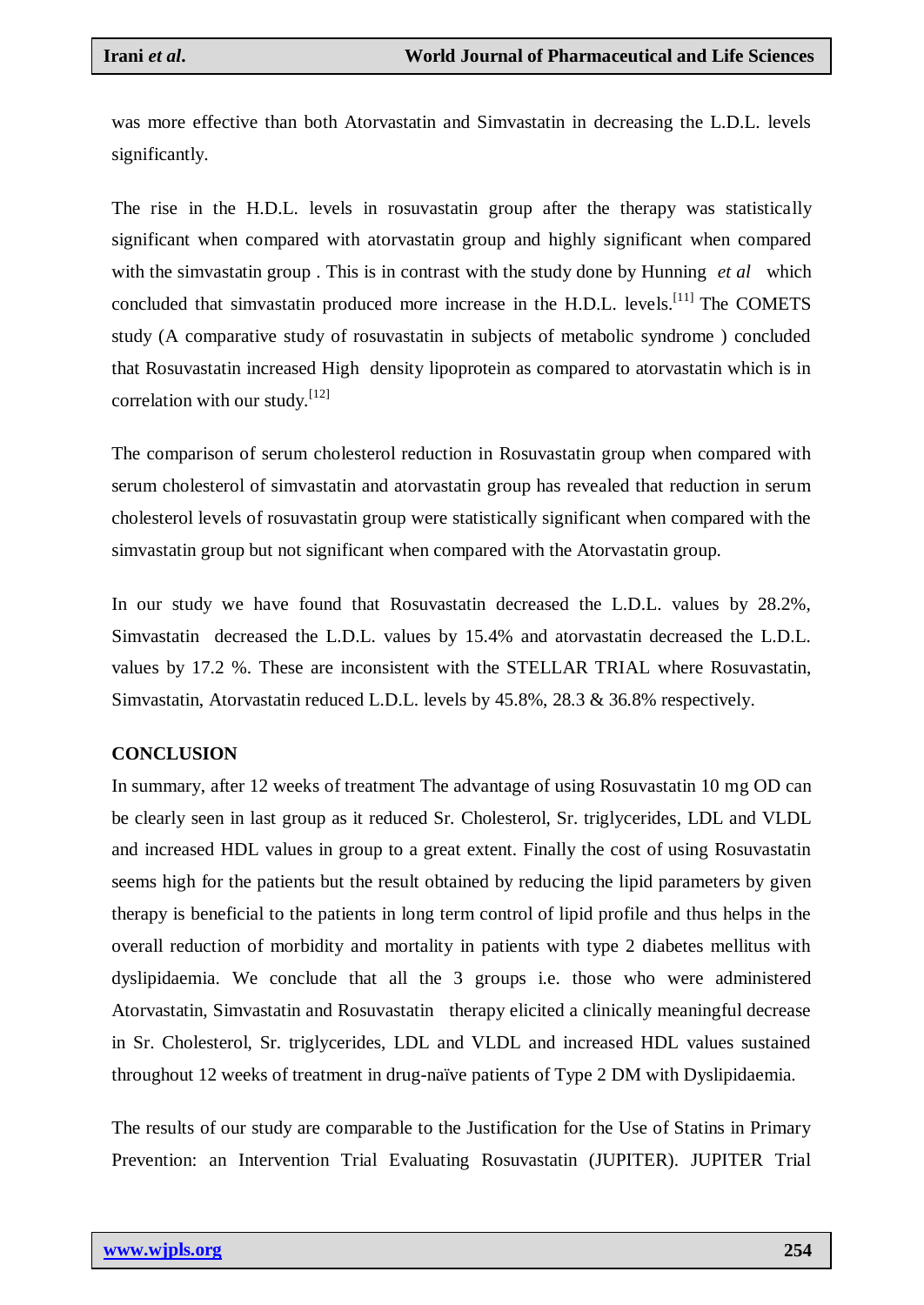was more effective than both Atorvastatin and Simvastatin in decreasing the L.D.L. levels significantly.

The rise in the H.D.L. levels in rosuvastatin group after the therapy was statistically significant when compared with atorvastatin group and highly significant when compared with the simvastatin group . This is in contrast with the study done by Hunning *et al* which concluded that simvastatin produced more increase in the H.D.L. levels.[11] The COMETS study (A comparative study of rosuvastatin in subjects of metabolic syndrome ) concluded that Rosuvastatin increased High density lipoprotein as compared to atorvastatin which is in correlation with our study.[12]

The comparison of serum cholesterol reduction in Rosuvastatin group when compared with serum cholesterol of simvastatin and atorvastatin group has revealed that reduction in serum cholesterol levels of rosuvastatin group were statistically significant when compared with the simvastatin group but not significant when compared with the Atorvastatin group.

In our study we have found that Rosuvastatin decreased the L.D.L. values by 28.2%, Simvastatin decreased the L.D.L. values by 15.4% and atorvastatin decreased the L.D.L. values by 17.2 %. These are inconsistent with the STELLAR TRIAL where Rosuvastatin, Simvastatin, Atorvastatin reduced L.D.L. levels by 45.8%, 28.3 & 36.8% respectively.

## CONCLUSION

In summary, after 12 weeks of treatment The advantage of using Rosuvastatin 10 mg OD can be clearly seen in last group as it reduced Sr. Cholesterol, Sr. triglycerides, LDL and VLDL and increased HDL values in group to a great extent. Finally the cost of using Rosuvastatin seems high for the patients but the result obtained by reducing the lipid parameters by given therapy is beneficial to the patients in long term control of lipid profile and thus helps in the overall reduction of morbidity and mortality in patients with type 2 diabetes mellitus with dyslipidaemia. We conclude that all the 3 groups i.e. those who were administered Atorvastatin, Simvastatin and Rosuvastatin therapy elicited a clinically meaningful decrease in Sr. Cholesterol, Sr. triglycerides, LDL and VLDL and increased HDL values sustained throughout 12 weeks of treatment in drug-naïve patients of Type 2 DM with Dyslipidaemia.

The results of our study are comparable to the Justification for the Use of Statins in Primary Prevention: an Intervention Trial Evaluating Rosuvastatin (JUPITER). JUPITER Trial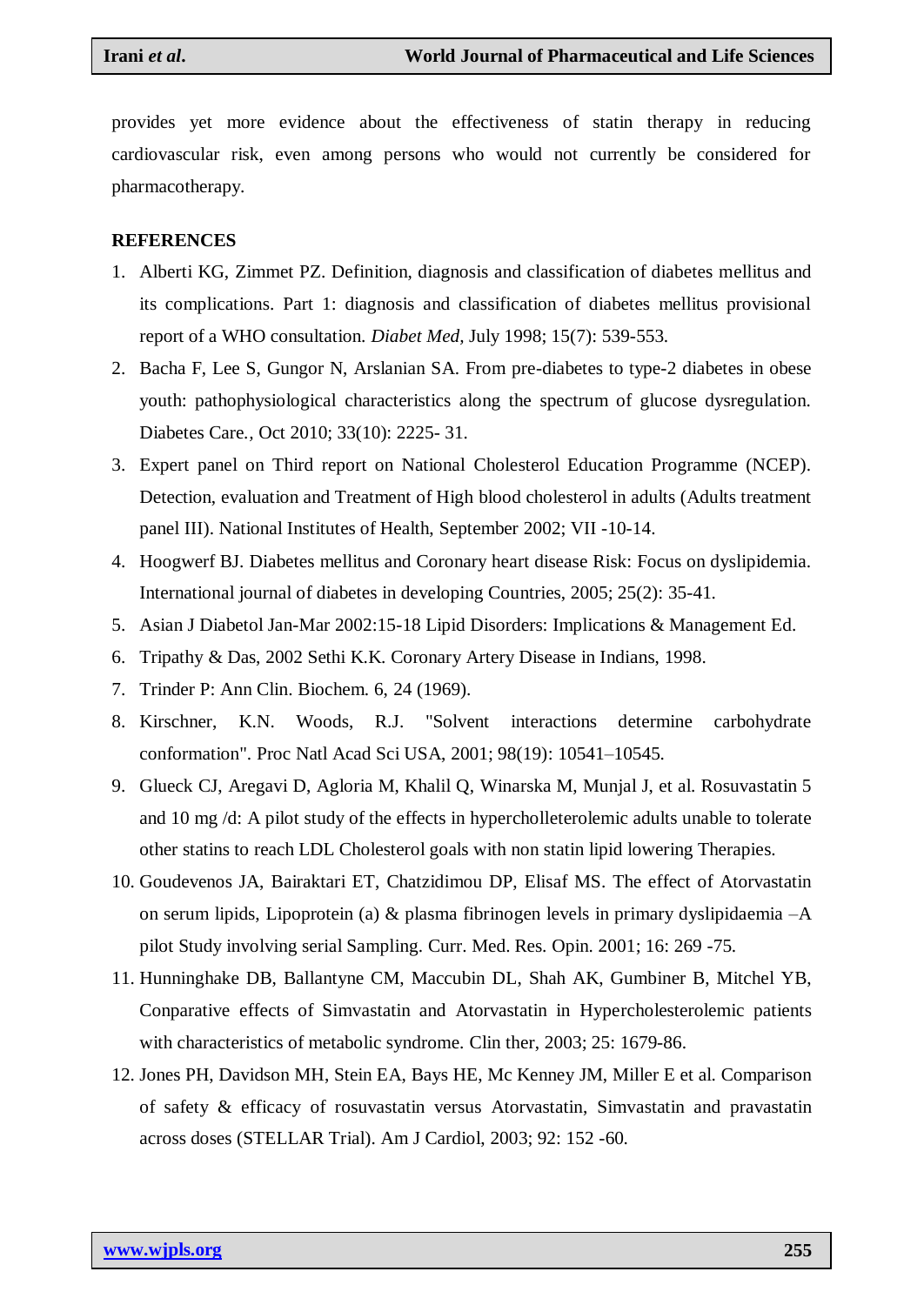provides yet more evidence about the effectiveness of statin therapy in reducing cardiovascular risk, even among persons who would not currently be considered for pharmacotherapy.

## REFERENCES

1. Alberti KG, Zimmet PZ. Definition, diagnosis and classification of diabetes mellitus and its complications. Part 1: diagnosis and classification of diabetes mellitus provisional report of a WHO consultation. *Diabet Med*, July 1998; 15(7): 539-553.
2. Bacha F, Lee S, Gungor N, Arslanian SA. From pre-diabetes to type-2 diabetes in obese youth: pathophysiological characteristics along the spectrum of glucose dysregulation. Diabetes Care., Oct 2010; 33(10): 2225- 31.
3. Expert panel on Third report on National Cholesterol Education Programme (NCEP). Detection, evaluation and Treatment of High blood cholesterol in adults (Adults treatment panel III). National Institutes of Health, September 2002; VII -10-14.
4. Hoogwerf BJ. Diabetes mellitus and Coronary heart disease Risk: Focus on dyslipidemia. International journal of diabetes in developing Countries, 2005; 25(2): 35-41.
5. Asian J Diabetol Jan-Mar 2002:15-18 Lipid Disorders: Implications & Management Ed.
6. Tripathy & Das, 2002 Sethi K.K. Coronary Artery Disease in Indians, 1998.
7. Trinder P: Ann Clin. Biochem. 6, 24 (1969).
8. Kirschner, K.N. Woods, R.J. "Solvent interactions determine carbohydrate conformation". Proc Natl Acad Sci USA, 2001; 98(19): 10541–10545.
9. Glueck CJ, Aregavi D, Agloria M, Khalil Q, Winarska M, Munjal J, et al. Rosuvastatin 5 and 10 mg /d: A pilot study of the effects in hypercholleterolemic adults unable to tolerate other statins to reach LDL Cholesterol goals with non statin lipid lowering Therapies.
10. Goudevenos JA, Bairaktari ET, Chatzidimou DP, Elisaf MS. The effect of Atorvastatin on serum lipids, Lipoprotein (a) & plasma fibrinogen levels in primary dyslipidaemia –A pilot Study involving serial Sampling. Curr. Med. Res. Opin. 2001; 16: 269 -75.
11. Hunninghake DB, Ballantyne CM, Maccubin DL, Shah AK, Gumbiner B, Mitchel YB, Conparative effects of Simvastatin and Atorvastatin in Hypercholesterolemic patients with characteristics of metabolic syndrome. Clin ther, 2003; 25: 1679-86.
12. Jones PH, Davidson MH, Stein EA, Bays HE, Mc Kenney JM, Miller E et al. Comparison of safety & efficacy of rosuvastatin versus Atorvastatin, Simvastatin and pravastatin across doses (STELLAR Trial). Am J Cardiol, 2003; 92: 152 -60.